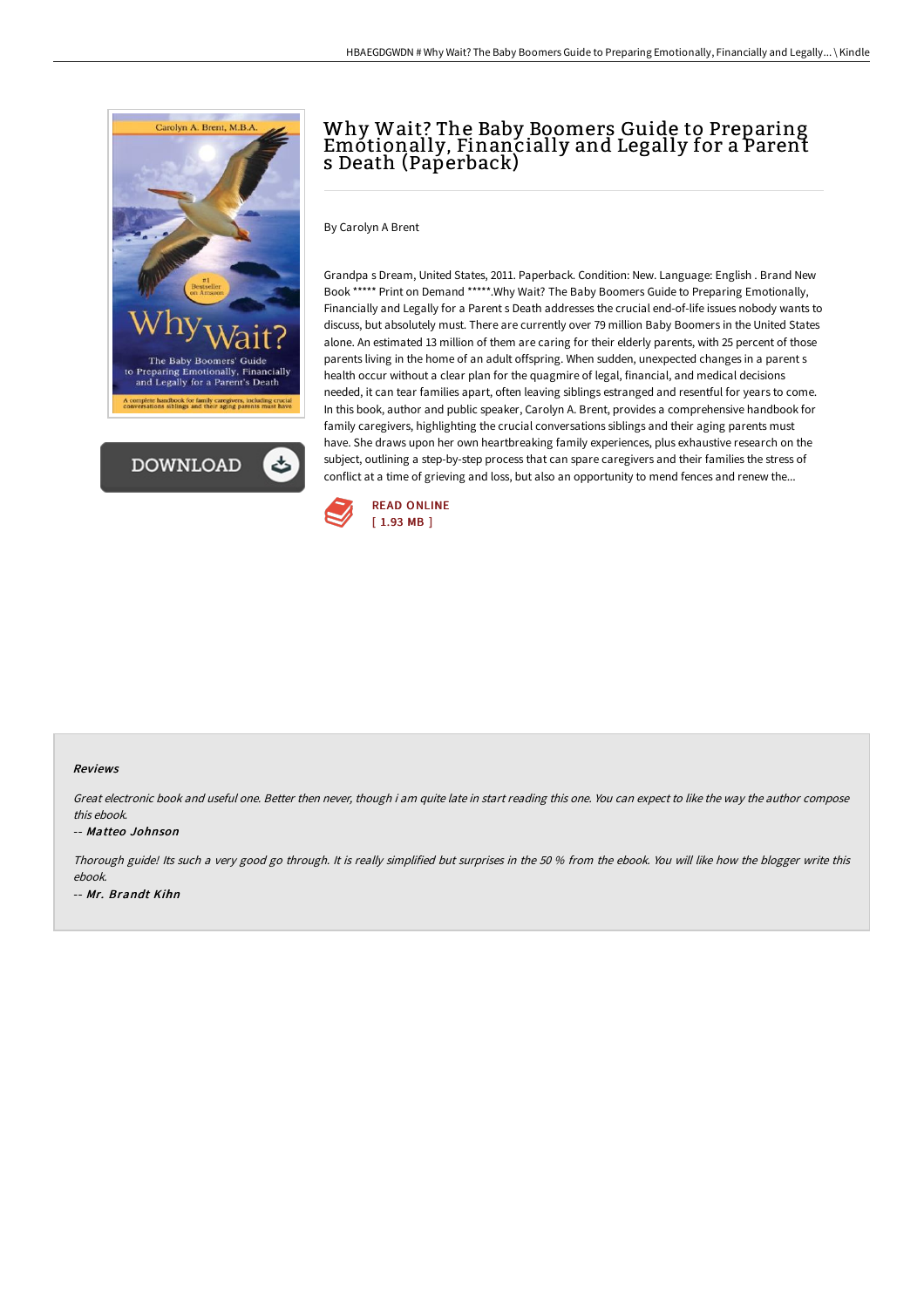# Why Wait? The Baby Boomers Guide to Preparing Emotionally, Financially and Legally for a Parent s Death (Paperback)

By Carolyn A Brent

Grandpa s Dream, United States, 2011. Paperback. Condition: New. Language: English . Brand New Book ***** Print on Demand *****.Why Wait? The Baby Boomers Guide to Preparing Emotionally, Financially and Legally for a Parent s Death addresses the crucial end-of-life issues nobody wants to discuss, but absolutely must. There are currently over 79 million Baby Boomers in the United States alone. An estimated 13 million of them are caring for their elderly parents, with 25 percent of those parents living in the home of an adult offspring. When sudden, unexpected changes in a parent s health occur without a clear plan for the quagmire of legal, financial, and medical decisions needed, it can tear families apart, often leaving siblings estranged and resentful for years to come. In this book, author and public speaker, Carolyn A. Brent, provides a comprehensive handbook for family caregivers, highlighting the crucial conversations siblings and their aging parents must have. She draws upon her own heartbreaking family experiences, plus exhaustive research on the subject, outlining a step-by-step process that can spare caregivers and their families the stress of conflict at a time of grieving and loss, but also an opportunity to mend fences and renew the...

READ ONLINE
[ 1.93 MB ]

### Reviews

*Great electronic book and useful one. Better then never, though i am quite late in start reading this one. You can expect to like the way the author compose this ebook.*

-- ***Matteo Johnson***

*Thorough guide! Its such a very good go through. It is really simplified but surprises in the 50 % from the ebook. You will like how the blogger write this ebook.*

-- ***Mr. Brandt Kihn***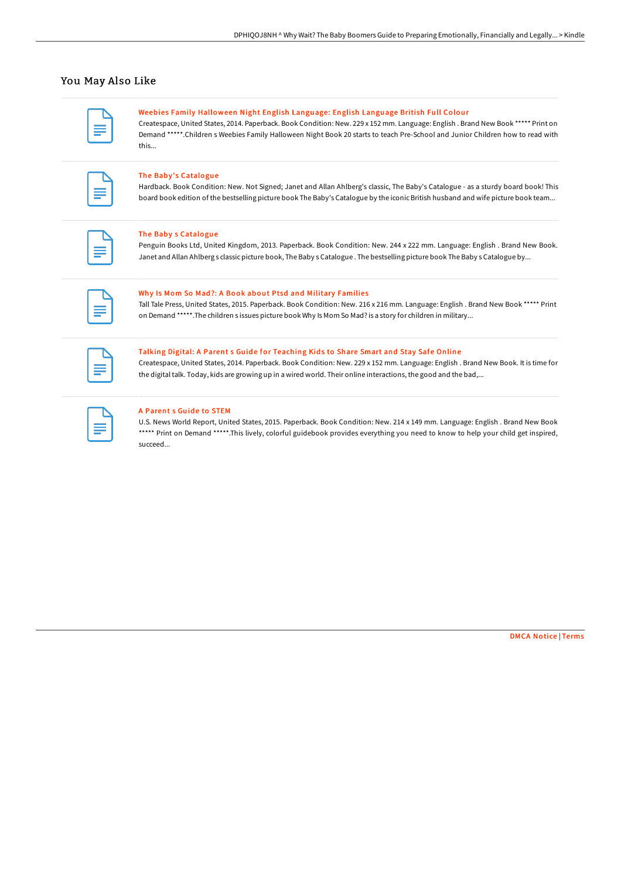## You May Also Like

### Weebies Family Halloween Night English Language: English Language British Full Colour

Createspace, United States, 2014. Paperback. Book Condition: New. 229 x 152 mm. Language: English . Brand New Book ***** Print on Demand *****.Children s Weebies Family Halloween Night Book 20 starts to teach Pre-School and Junior Children how to read with this...

### The Baby's Catalogue

Hardback. Book Condition: New. Not Signed; Janet and Allan Ahlberg's classic, The Baby's Catalogue - as a sturdy board book! This board book edition of the bestselling picture book The Baby's Catalogue by the iconic British husband and wife picture book team...

### The Baby s Catalogue

Penguin Books Ltd, United Kingdom, 2013. Paperback. Book Condition: New. 244 x 222 mm. Language: English . Brand New Book. Janet and Allan Ahlberg s classic picture book, The Baby s Catalogue . The bestselling picture book The Baby s Catalogue by...

### Why Is Mom So Mad?: A Book about Ptsd and Military Families

Tall Tale Press, United States, 2015. Paperback. Book Condition: New. 216 x 216 mm. Language: English . Brand New Book ***** Print on Demand *****.The children s issues picture book Why Is Mom So Mad? is a story for children in military...

### Talking Digital: A Parent s Guide for Teaching Kids to Share Smart and Stay Safe Online

Createspace, United States, 2014. Paperback. Book Condition: New. 229 x 152 mm. Language: English . Brand New Book. It is time for the digital talk. Today, kids are growing up in a wired world. Their online interactions, the good and the bad,...

### A Parent s Guide to STEM

U.S. News World Report, United States, 2015. Paperback. Book Condition: New. 214 x 149 mm. Language: English . Brand New Book ***** Print on Demand *****.This lively, colorful guidebook provides everything you need to know to help your child get inspired, succeed...

DMCA Notice | Terms